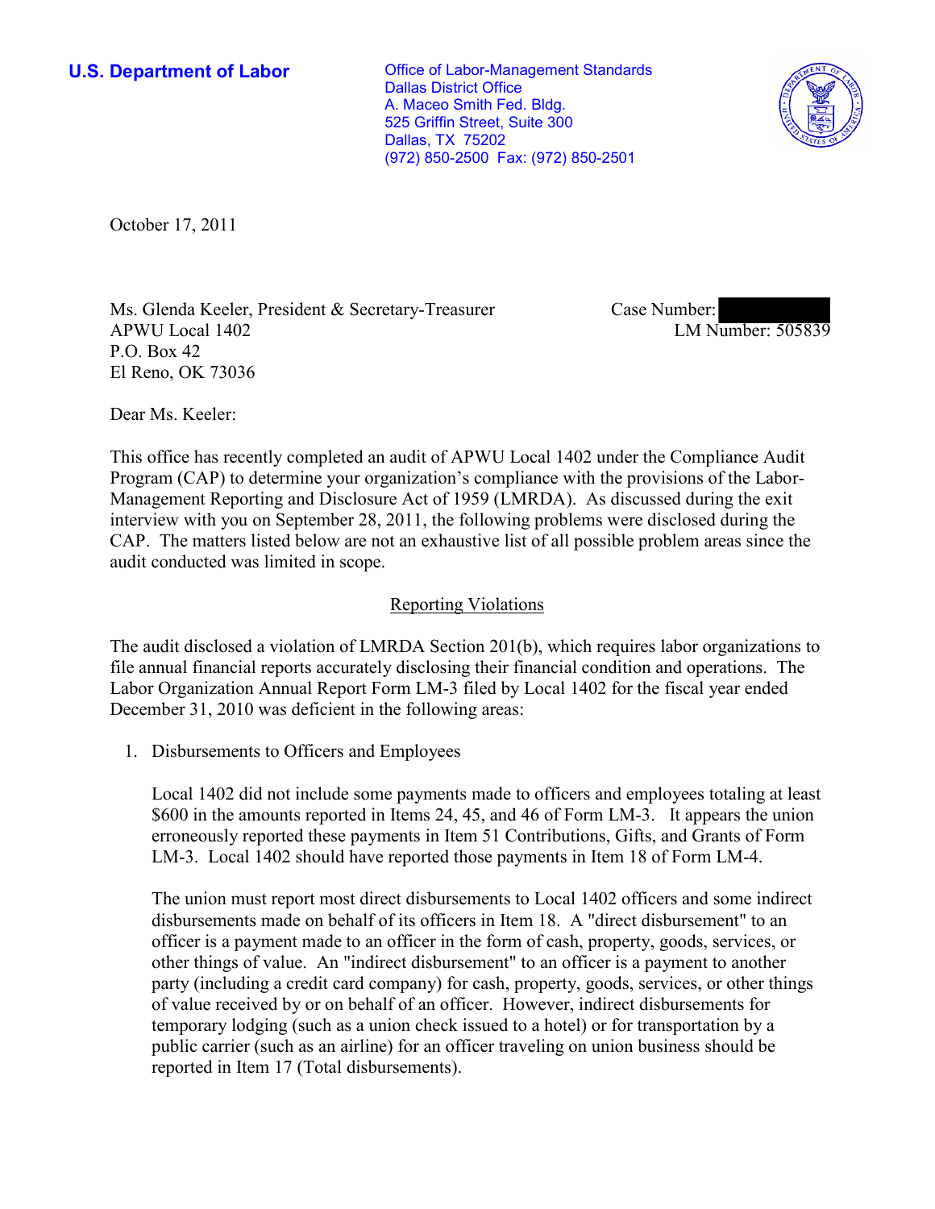**U.S. Department of Labor**

Office of Labor-Management Standards
Dallas District Office
A. Maceo Smith Fed. Bldg.
525 Griffin Street, Suite 300
Dallas, TX 75202
(972) 850-2500 Fax: (972) 850-2501

October 17, 2011

Ms. Glenda Keeler, President & Secretary-Treasurer
APWU Local 1402
P.O. Box 42
El Reno, OK 73036

Case Number:
LM Number: 505839

Dear Ms. Keeler:

This office has recently completed an audit of APWU Local 1402 under the Compliance Audit Program (CAP) to determine your organization's compliance with the provisions of the Labor-Management Reporting and Disclosure Act of 1959 (LMRDA). As discussed during the exit interview with you on September 28, 2011, the following problems were disclosed during the CAP. The matters listed below are not an exhaustive list of all possible problem areas since the audit conducted was limited in scope.

## Reporting Violations

The audit disclosed a violation of LMRDA Section 201(b), which requires labor organizations to file annual financial reports accurately disclosing their financial condition and operations. The Labor Organization Annual Report Form LM-3 filed by Local 1402 for the fiscal year ended December 31, 2010 was deficient in the following areas:

1. Disbursements to Officers and Employees

   Local 1402 did not include some payments made to officers and employees totaling at least $600 in the amounts reported in Items 24, 45, and 46 of Form LM-3. It appears the union erroneously reported these payments in Item 51 Contributions, Gifts, and Grants of Form LM-3. Local 1402 should have reported those payments in Item 18 of Form LM-4.

   The union must report most direct disbursements to Local 1402 officers and some indirect disbursements made on behalf of its officers in Item 18. A "direct disbursement" to an officer is a payment made to an officer in the form of cash, property, goods, services, or other things of value. An "indirect disbursement" to an officer is a payment to another party (including a credit card company) for cash, property, goods, services, or other things of value received by or on behalf of an officer. However, indirect disbursements for temporary lodging (such as a union check issued to a hotel) or for transportation by a public carrier (such as an airline) for an officer traveling on union business should be reported in Item 17 (Total disbursements).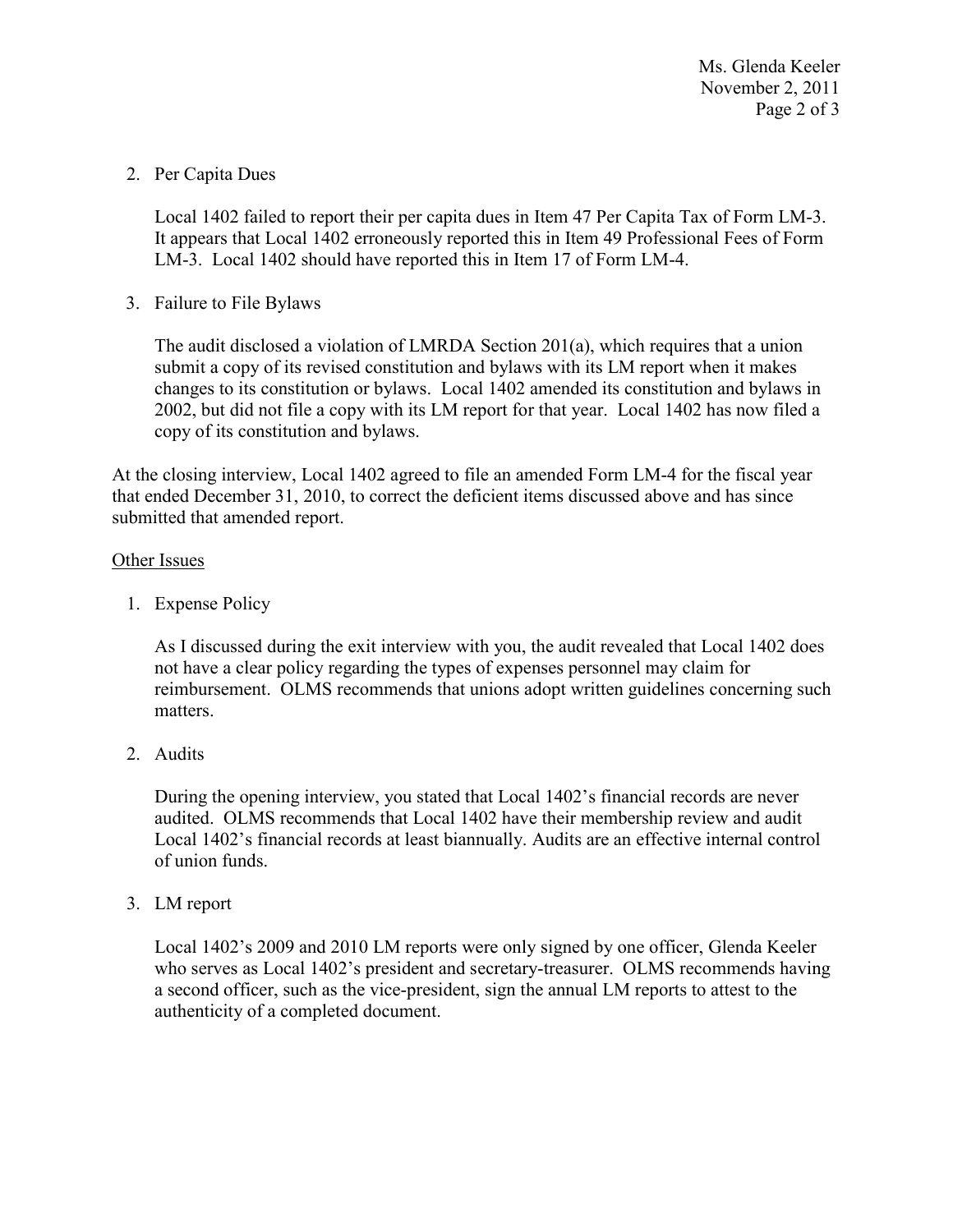2. Per Capita Dues

   Local 1402 failed to report their per capita dues in Item 47 Per Capita Tax of Form LM-3. It appears that Local 1402 erroneously reported this in Item 49 Professional Fees of Form LM-3. Local 1402 should have reported this in Item 17 of Form LM-4.

3. Failure to File Bylaws

   The audit disclosed a violation of LMRDA Section 201(a), which requires that a union submit a copy of its revised constitution and bylaws with its LM report when it makes changes to its constitution or bylaws. Local 1402 amended its constitution and bylaws in 2002, but did not file a copy with its LM report for that year. Local 1402 has now filed a copy of its constitution and bylaws.

At the closing interview, Local 1402 agreed to file an amended Form LM-4 for the fiscal year that ended December 31, 2010, to correct the deficient items discussed above and has since submitted that amended report.

<u>Other Issues</u>

1. Expense Policy

   As I discussed during the exit interview with you, the audit revealed that Local 1402 does not have a clear policy regarding the types of expenses personnel may claim for reimbursement. OLMS recommends that unions adopt written guidelines concerning such matters.

2. Audits

   During the opening interview, you stated that Local 1402's financial records are never audited. OLMS recommends that Local 1402 have their membership review and audit Local 1402's financial records at least biannually. Audits are an effective internal control of union funds.

3. LM report

   Local 1402's 2009 and 2010 LM reports were only signed by one officer, Glenda Keeler who serves as Local 1402's president and secretary-treasurer. OLMS recommends having a second officer, such as the vice-president, sign the annual LM reports to attest to the authenticity of a completed document.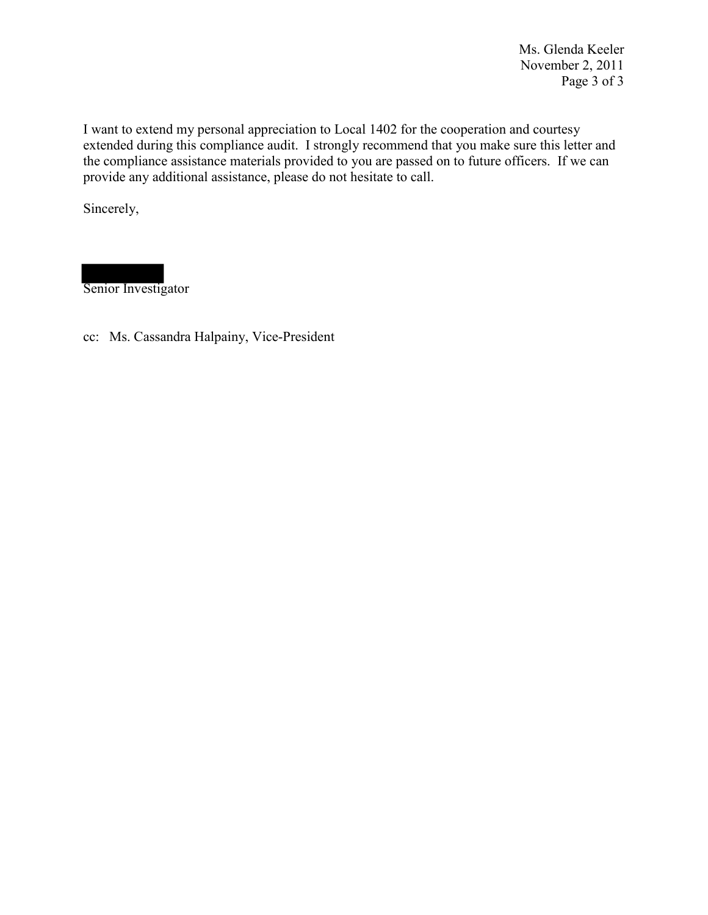I want to extend my personal appreciation to Local 1402 for the cooperation and courtesy extended during this compliance audit. I strongly recommend that you make sure this letter and the compliance assistance materials provided to you are passed on to future officers. If we can provide any additional assistance, please do not hesitate to call.

Sincerely,

Senior Investigator

cc: Ms. Cassandra Halpainy, Vice-President